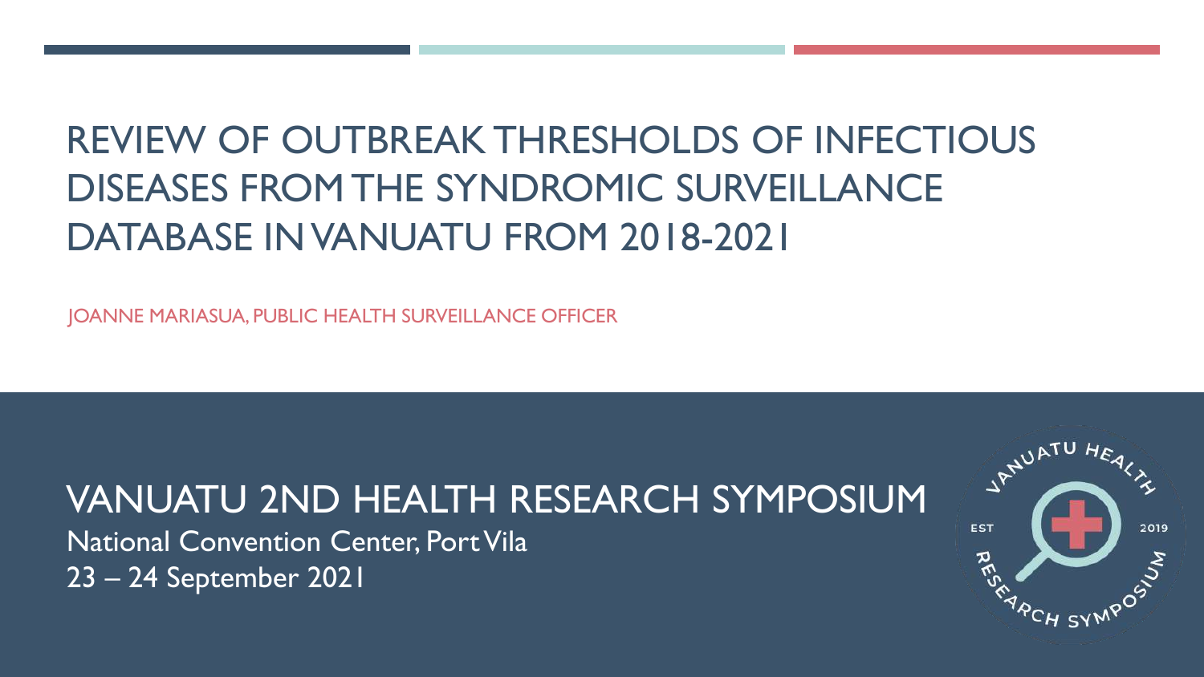# REVIEW OF OUTBREAK THRESHOLDS OF INFECTIOUS DISEASES FROM THE SYNDROMIC SURVEILLANCE DATABASE IN VANUATU FROM 2018-2021

JOANNE MARIASUA, PUBLIC HEALTH SURVEILLANCE OFFICER

## VANUATU 2ND HEALTH RESEARCH SYMPOSIUM

National Convention Center, Port Vila

23 – 24 September 2021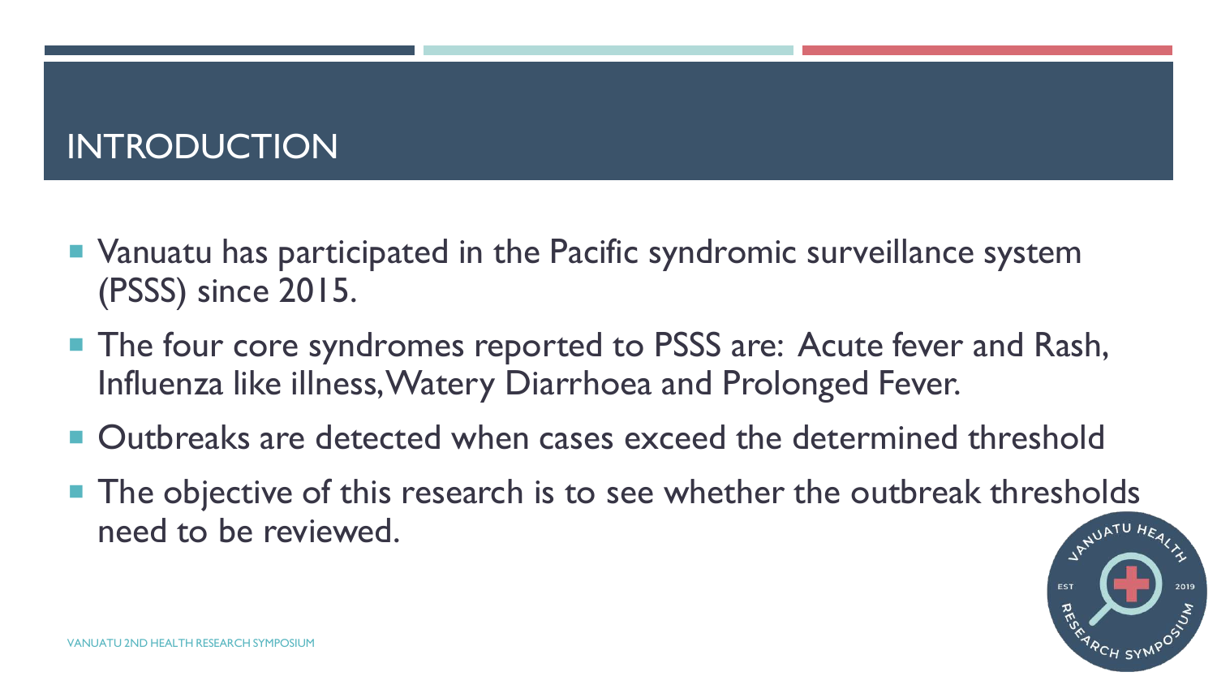# INTRODUCTION

- Vanuatu has participated in the Pacific syndromic surveillance system (PSSS) since 2015.
- The four core syndromes reported to PSSS are: Acute fever and Rash, Influenza like illness, Watery Diarrhoea and Prolonged Fever.
- Outbreaks are detected when cases exceed the determined threshold
- The objective of this research is to see whether the outbreak thresholds need to be reviewed.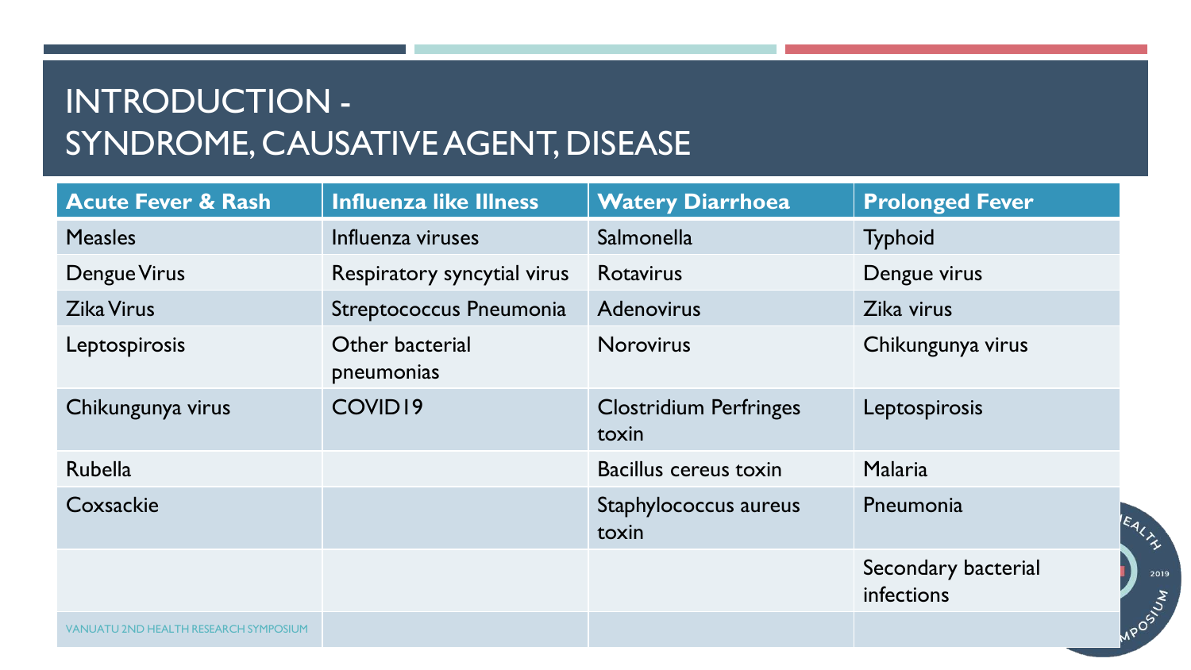# INTRODUCTION - SYNDROME, CAUSATIVE AGENT, DISEASE

| Acute Fever & Rash | Influenza like Illness | Watery Diarrhoea | Prolonged Fever |
|---|---|---|---|
| Measles | Influenza viruses | Salmonella | Typhoid |
| Dengue Virus | Respiratory syncytial virus | Rotavirus | Dengue virus |
| Zika Virus | Streptococcus Pneumonia | Adenovirus | Zika virus |
| Leptospirosis | Other bacterial pneumonias | Norovirus | Chikungunya virus |
| Chikungunya virus | COVID19 | Clostridium Perfringes toxin | Leptospirosis |
| Rubella | | Bacillus cereus toxin | Malaria |
| Coxsackie | | Staphylococcus aureus toxin | Pneumonia |
| | | | Secondary bacterial infections |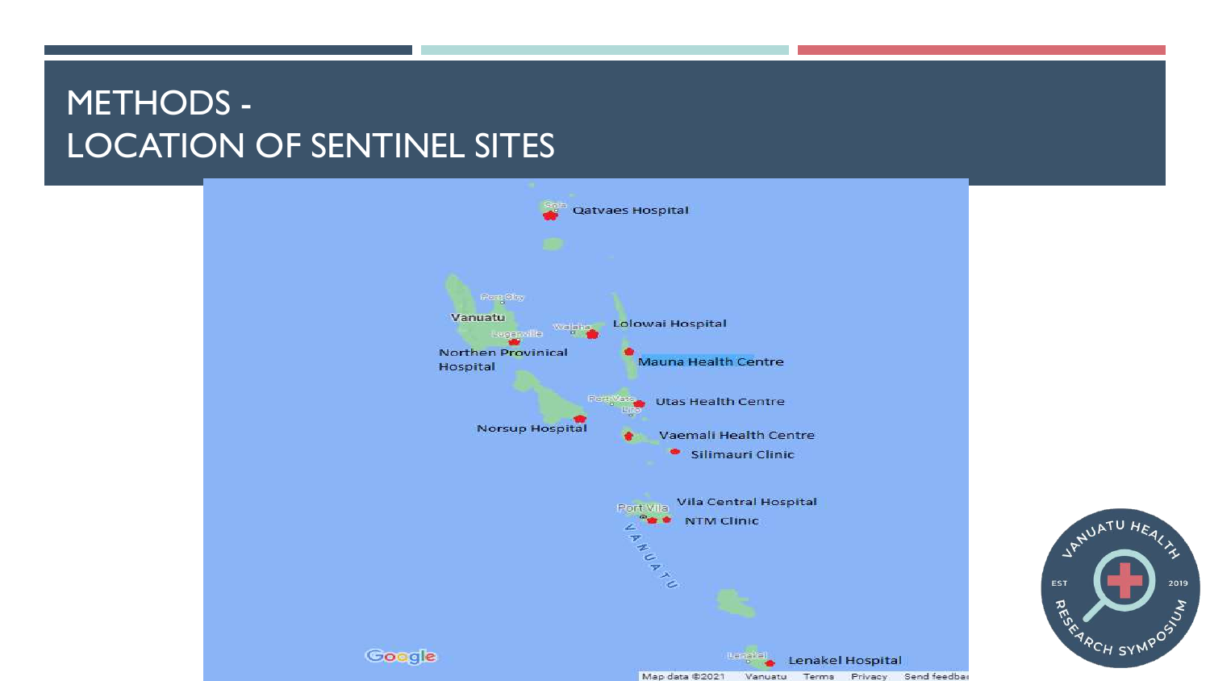# METHODS - LOCATION OF SENTINEL SITES

Qatvaes Hospital

Lolowai Hospital

Northen Provinical Hospital

Mauna Health Centre

Utas Health Centre

Norsup Hospital

Vaemali Health Centre

Silimauri Clinic

Vila Central Hospital

NTM Clinic

Lenakel Hospital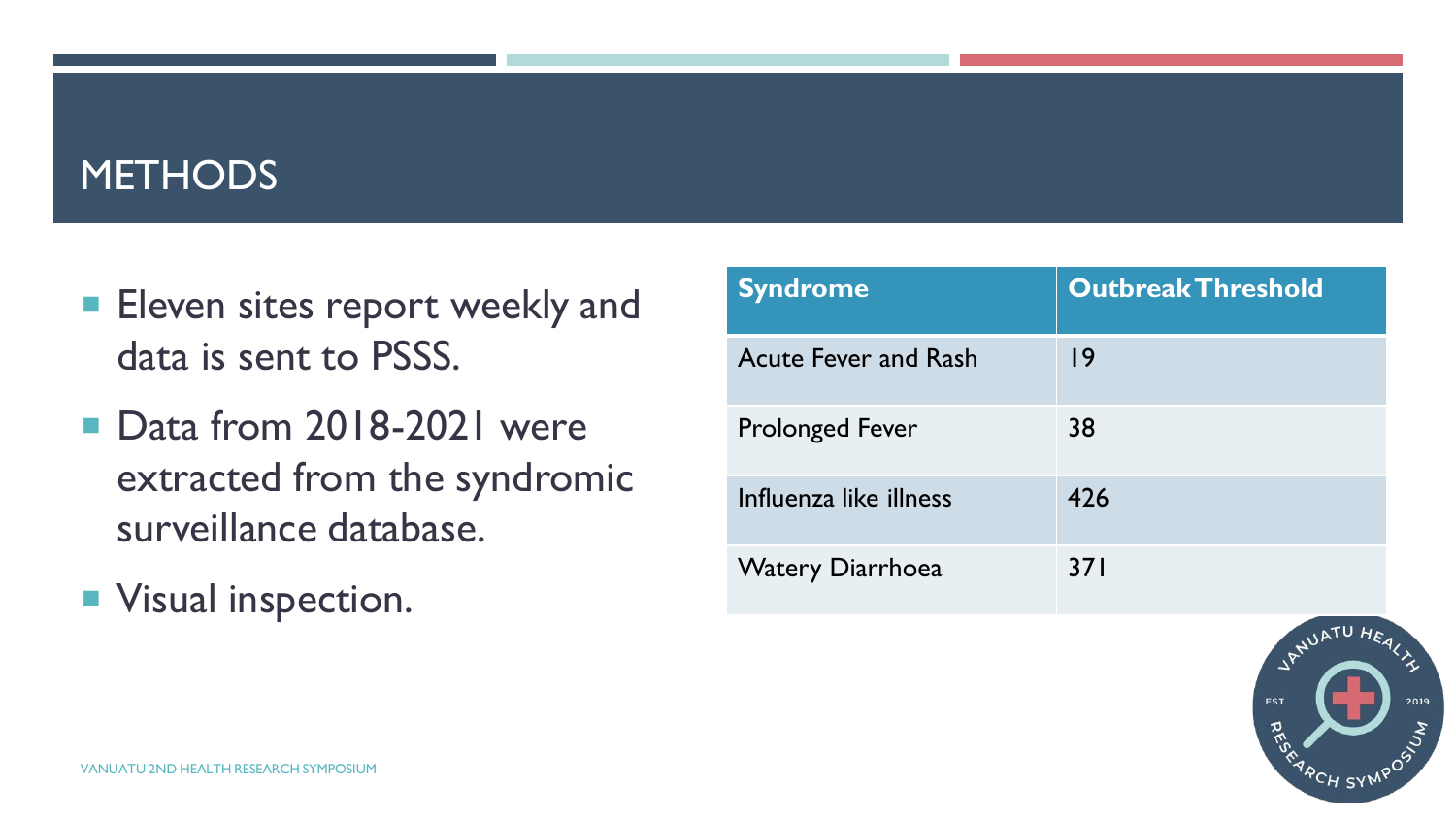# METHODS

- Eleven sites report weekly and data is sent to PSSS.
- Data from 2018-2021 were extracted from the syndromic surveillance database.
- Visual inspection.

| Syndrome | Outbreak Threshold |
|---|---|
| Acute Fever and Rash | 19 |
| Prolonged Fever | 38 |
| Influenza like illness | 426 |
| Watery Diarrhoea | 371 |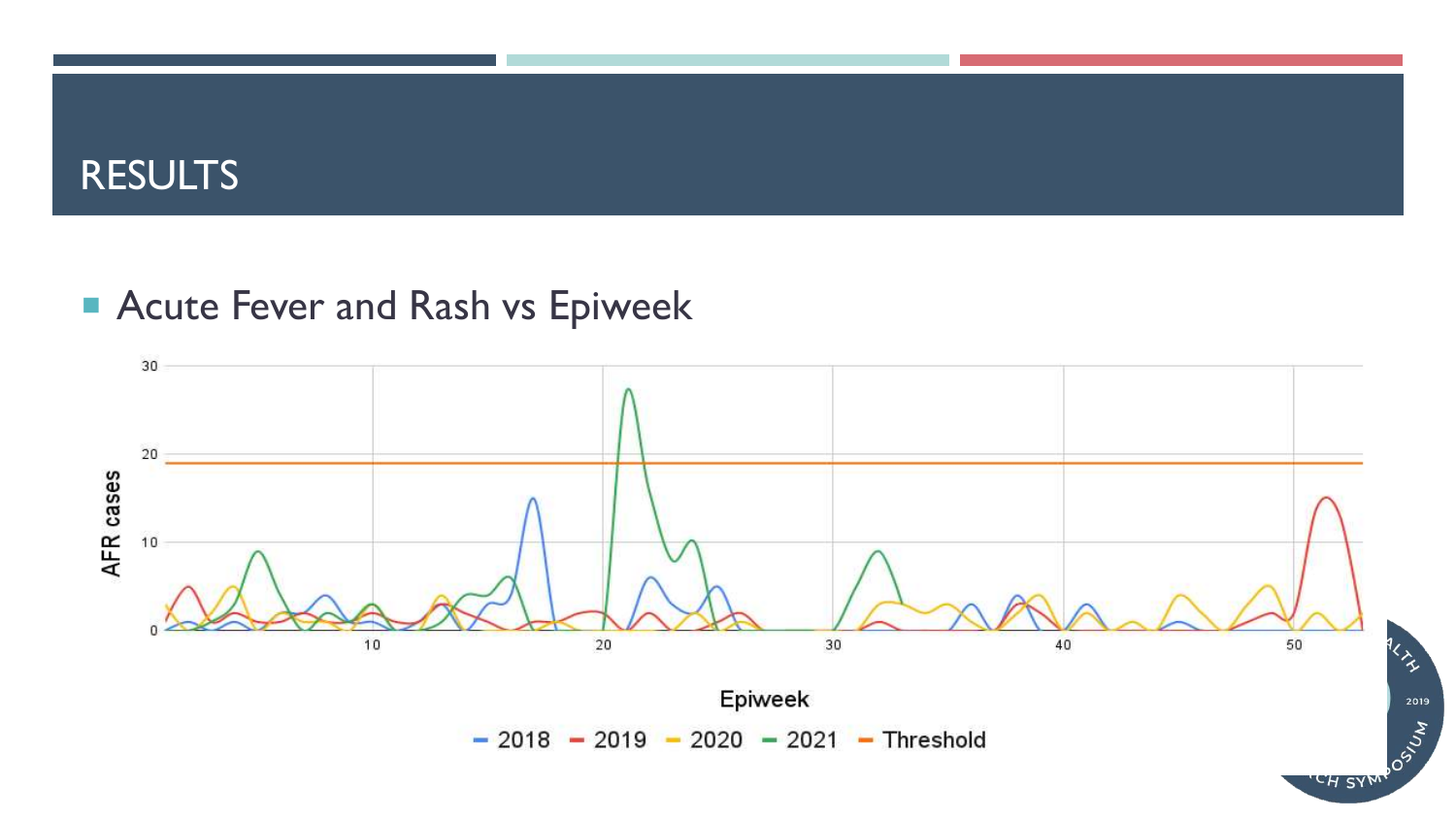# RESULTS

- Acute Fever and Rash vs Epiweek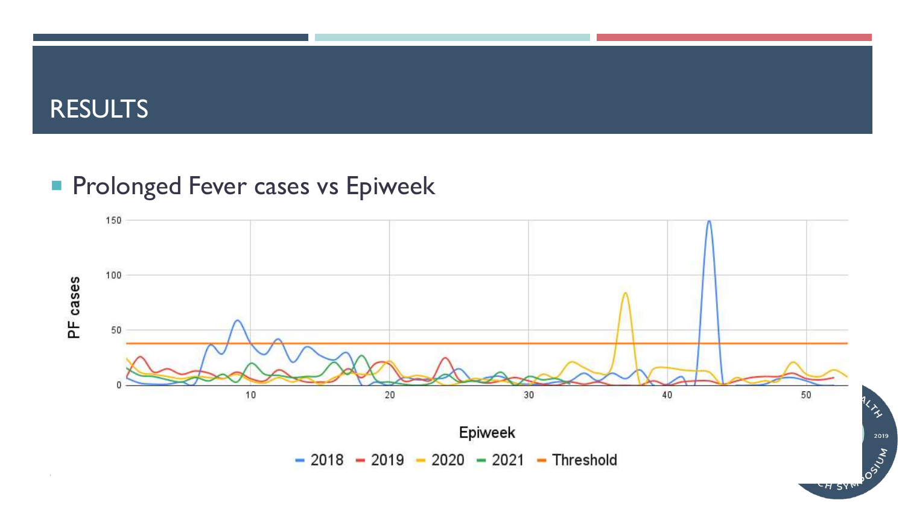# RESULTS

- Prolonged Fever cases vs Epiweek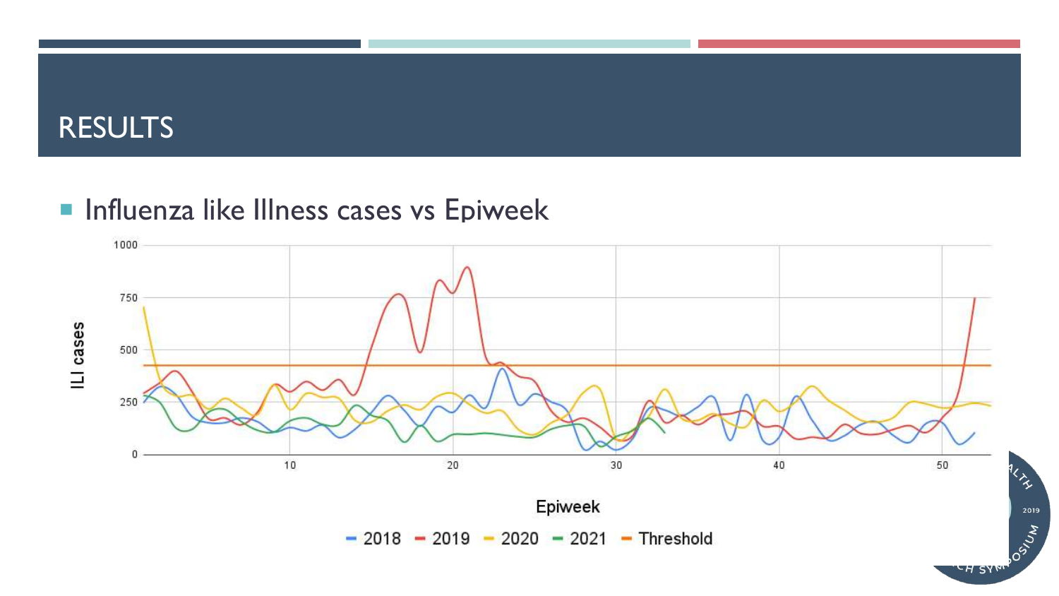# RESULTS

- Influenza like Illness cases vs Epiweek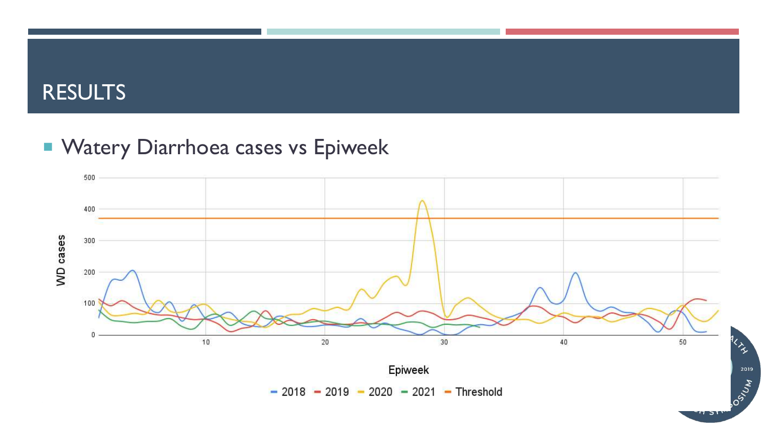# RESULTS

- Watery Diarrhoea cases vs Epiweek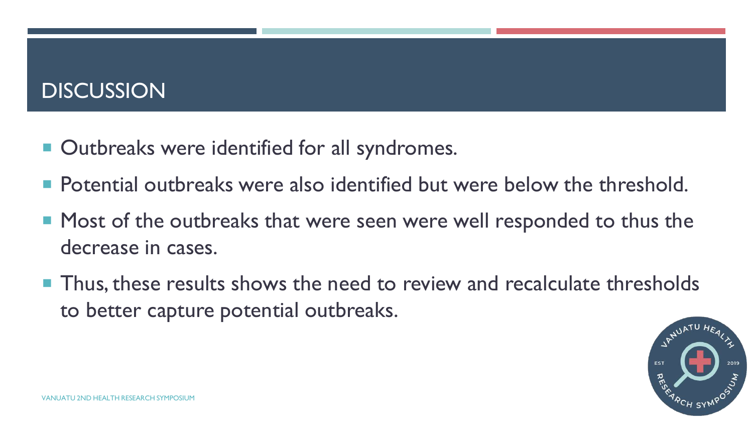# DISCUSSION

- Outbreaks were identified for all syndromes.
- Potential outbreaks were also identified but were below the threshold.
- Most of the outbreaks that were seen were well responded to thus the decrease in cases.
- Thus, these results shows the need to review and recalculate thresholds to better capture potential outbreaks.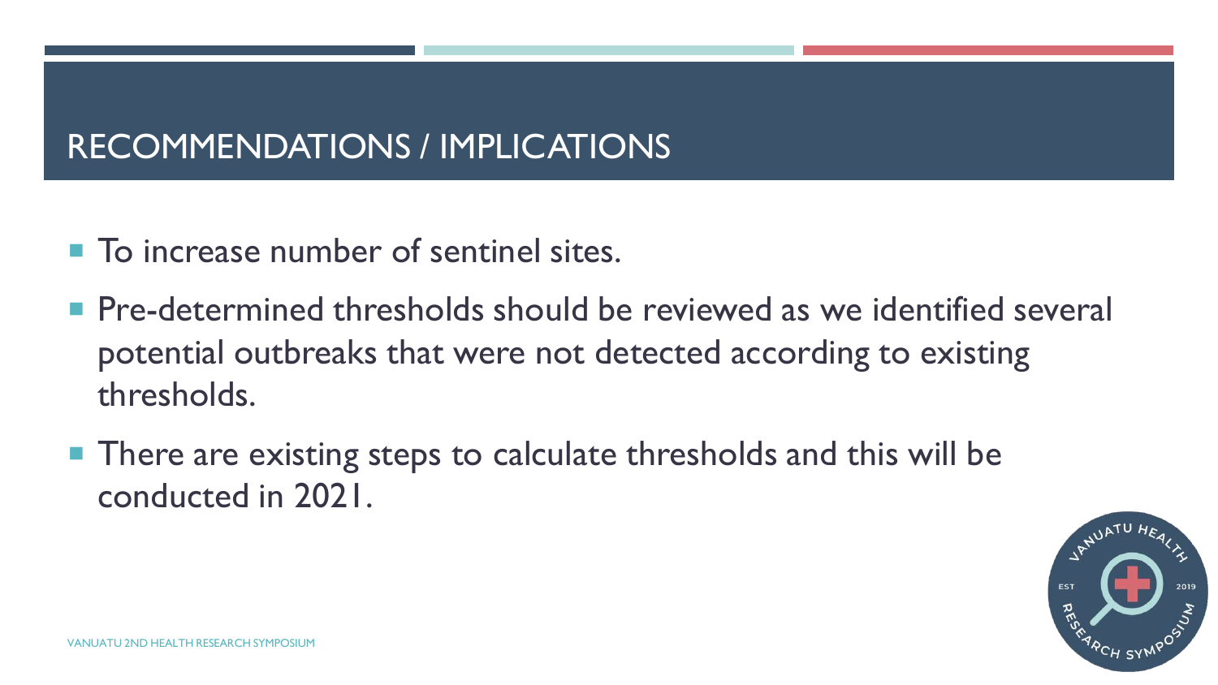# RECOMMENDATIONS / IMPLICATIONS

- To increase number of sentinel sites.
- Pre-determined thresholds should be reviewed as we identified several potential outbreaks that were not detected according to existing thresholds.
- There are existing steps to calculate thresholds and this will be conducted in 2021.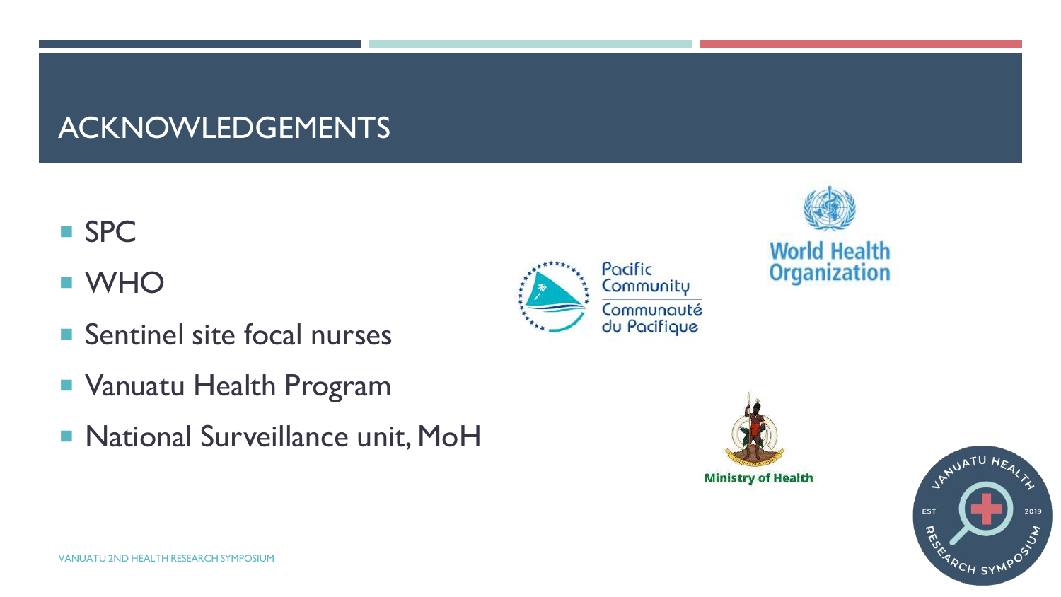# ACKNOWLEDGEMENTS

- SPC
- WHO
- Sentinel site focal nurses
- Vanuatu Health Program
- National Surveillance unit, MoH